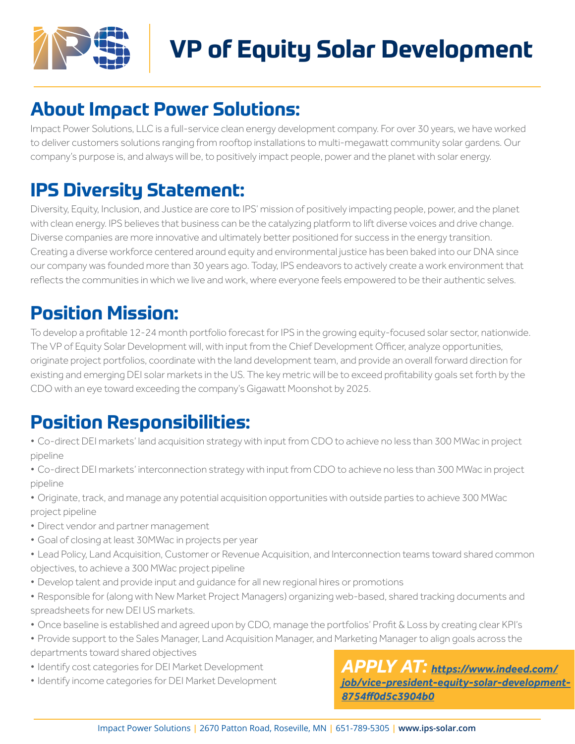# VP of Equity Solar Development

## About Impact Power Solutions:

Impact Power Solutions, LLC is a full-service clean energy development company. For over 30 years, we have worked to deliver customers solutions ranging from rooftop installations to multi-megawatt community solar gardens. Our company's purpose is, and always will be, to positively impact people, power and the planet with solar energy.

## IPS Diversity Statement:

Diversity, Equity, Inclusion, and Justice are core to IPS' mission of positively impacting people, power, and the planet with clean energy. IPS believes that business can be the catalyzing platform to lift diverse voices and drive change. Diverse companies are more innovative and ultimately better positioned for success in the energy transition. Creating a diverse workforce centered around equity and environmental justice has been baked into our DNA since our company was founded more than 30 years ago. Today, IPS endeavors to actively create a work environment that reflects the communities in which we live and work, where everyone feels empowered to be their authentic selves.

## Position Mission:

To develop a profitable 12-24 month portfolio forecast for IPS in the growing equity-focused solar sector, nationwide. The VP of Equity Solar Development will, with input from the Chief Development Officer, analyze opportunities, originate project portfolios, coordinate with the land development team, and provide an overall forward direction for existing and emerging DEI solar markets in the US. The key metric will be to exceed profitability goals set forth by the CDO with an eye toward exceeding the company's Gigawatt Moonshot by 2025.

## Position Responsibilities:

- Co-direct DEI markets' land acquisition strategy with input from CDO to achieve no less than 300 MWac in project pipeline
- Co-direct DEI markets' interconnection strategy with input from CDO to achieve no less than 300 MWac in project pipeline
- Originate, track, and manage any potential acquisition opportunities with outside parties to achieve 300 MWac project pipeline
- Direct vendor and partner management
- Goal of closing at least 30MWac in projects per year
- Lead Policy, Land Acquisition, Customer or Revenue Acquisition, and Interconnection teams toward shared common objectives, to achieve a 300 MWac project pipeline
- Develop talent and provide input and guidance for all new regional hires or promotions
- Responsible for (along with New Market Project Managers) organizing web-based, shared tracking documents and spreadsheets for new DEI US markets.
- Once baseline is established and agreed upon by CDO, manage the portfolios' Profit & Loss by creating clear KPI's
- Provide support to the Sales Manager, Land Acquisition Manager, and Marketing Manager to align goals across the departments toward shared objectives
- Identify cost categories for DEI Market Development
- Identify income categories for DEI Market Development

**APPLY AT:** https://www.indeed.com/job/vice-president-equity-solar-development-8754ff0d5c3904b0

Impact Power Solutions | 2670 Patton Road, Roseville, MN | 651-789-5305 | www.ips-solar.com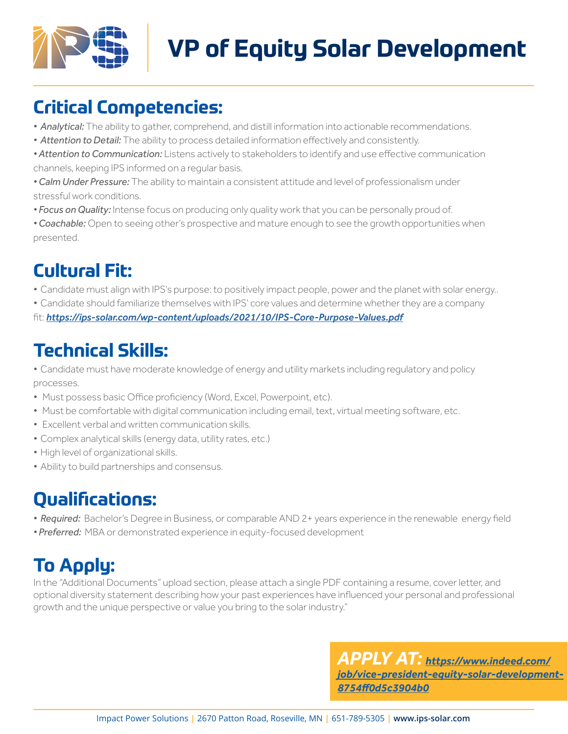# VP of Equity Solar Development

## Critical Competencies:

- *Analytical:* The ability to gather, comprehend, and distill information into actionable recommendations.
- *Attention to Detail:* The ability to process detailed information effectively and consistently.
- *Attention to Communication:* Listens actively to stakeholders to identify and use effective communication channels, keeping IPS informed on a regular basis.
- *Calm Under Pressure:* The ability to maintain a consistent attitude and level of professionalism under stressful work conditions.
- *Focus on Quality:* Intense focus on producing only quality work that you can be personally proud of.
- *Coachable:* Open to seeing other's prospective and mature enough to see the growth opportunities when presented.

## Cultural Fit:

- Candidate must align with IPS's purpose: to positively impact people, power and the planet with solar energy..
- Candidate should familiarize themselves with IPS' core values and determine whether they are a company fit: ***https://ips-solar.com/wp-content/uploads/2021/10/IPS-Core-Purpose-Values.pdf***

## Technical Skills:

- Candidate must have moderate knowledge of energy and utility markets including regulatory and policy processes.
- Must possess basic Office proficiency (Word, Excel, Powerpoint, etc).
- Must be comfortable with digital communication including email, text, virtual meeting software, etc.
- Excellent verbal and written communication skills.
- Complex analytical skills (energy data, utility rates, etc.)
- High level of organizational skills.
- Ability to build partnerships and consensus.

## Qualifications:

- *Required:* Bachelor's Degree in Business, or comparable AND 2+ years experience in the renewable energy field
- *Preferred:* MBA or demonstrated experience in equity-focused development

## To Apply:

In the "Additional Documents" upload section, please attach a single PDF containing a resume, cover letter, and optional diversity statement describing how your past experiences have influenced your personal and professional growth and the unique perspective or value you bring to the solar industry."

***APPLY AT:*** ***https://www.indeed.com/job/vice-president-equity-solar-development-8754ff0d5c3904b0***

Impact Power Solutions | 2670 Patton Road, Roseville, MN | 651-789-5305 | **www.ips-solar.com**